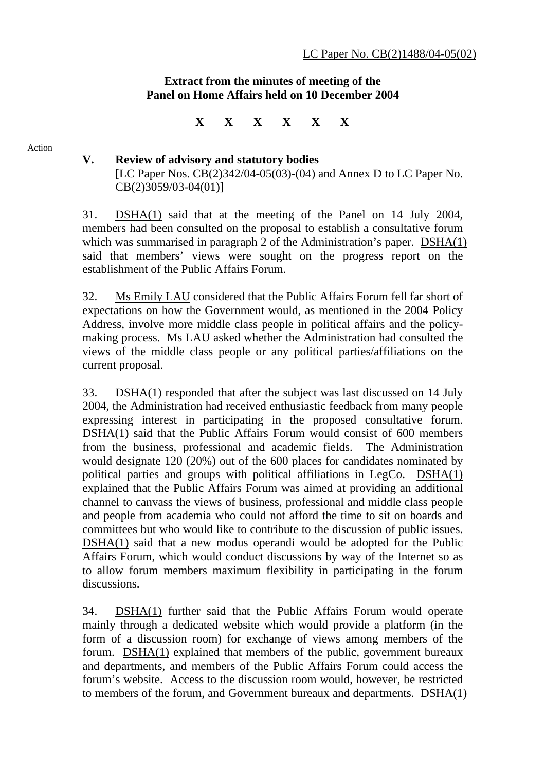LC Paper No. CB(2)1488/04-05(02)

**Extract from the minutes of meeting of the Panel on Home Affairs held on 10 December 2004**

**X X X X X X**

Action

## V. Review of advisory and statutory bodies

[LC Paper Nos. CB(2)342/04-05(03)-(04) and Annex D to LC Paper No. CB(2)3059/03-04(01)]

31. DSHA(1) said that at the meeting of the Panel on 14 July 2004, members had been consulted on the proposal to establish a consultative forum which was summarised in paragraph 2 of the Administration's paper. DSHA(1) said that members' views were sought on the progress report on the establishment of the Public Affairs Forum.

32. Ms Emily LAU considered that the Public Affairs Forum fell far short of expectations on how the Government would, as mentioned in the 2004 Policy Address, involve more middle class people in political affairs and the policy-making process. Ms LAU asked whether the Administration had consulted the views of the middle class people or any political parties/affiliations on the current proposal.

33. DSHA(1) responded that after the subject was last discussed on 14 July 2004, the Administration had received enthusiastic feedback from many people expressing interest in participating in the proposed consultative forum. DSHA(1) said that the Public Affairs Forum would consist of 600 members from the business, professional and academic fields. The Administration would designate 120 (20%) out of the 600 places for candidates nominated by political parties and groups with political affiliations in LegCo. DSHA(1) explained that the Public Affairs Forum was aimed at providing an additional channel to canvass the views of business, professional and middle class people and people from academia who could not afford the time to sit on boards and committees but who would like to contribute to the discussion of public issues. DSHA(1) said that a new modus operandi would be adopted for the Public Affairs Forum, which would conduct discussions by way of the Internet so as to allow forum members maximum flexibility in participating in the forum discussions.

34. DSHA(1) further said that the Public Affairs Forum would operate mainly through a dedicated website which would provide a platform (in the form of a discussion room) for exchange of views among members of the forum. DSHA(1) explained that members of the public, government bureaux and departments, and members of the Public Affairs Forum could access the forum's website. Access to the discussion room would, however, be restricted to members of the forum, and Government bureaux and departments. DSHA(1)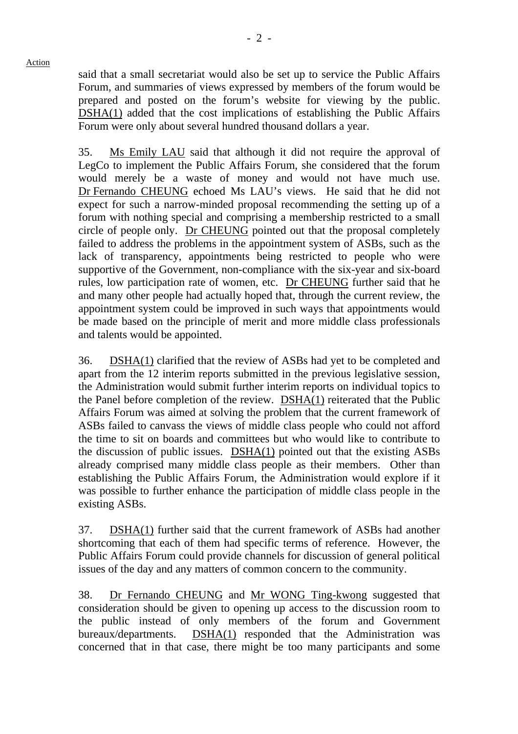said that a small secretariat would also be set up to service the Public Affairs Forum, and summaries of views expressed by members of the forum would be prepared and posted on the forum's website for viewing by the public. DSHA(1) added that the cost implications of establishing the Public Affairs Forum were only about several hundred thousand dollars a year.

35. Ms Emily LAU said that although it did not require the approval of LegCo to implement the Public Affairs Forum, she considered that the forum would merely be a waste of money and would not have much use. Dr Fernando CHEUNG echoed Ms LAU's views. He said that he did not expect for such a narrow-minded proposal recommending the setting up of a forum with nothing special and comprising a membership restricted to a small circle of people only. Dr CHEUNG pointed out that the proposal completely failed to address the problems in the appointment system of ASBs, such as the lack of transparency, appointments being restricted to people who were supportive of the Government, non-compliance with the six-year and six-board rules, low participation rate of women, etc. Dr CHEUNG further said that he and many other people had actually hoped that, through the current review, the appointment system could be improved in such ways that appointments would be made based on the principle of merit and more middle class professionals and talents would be appointed.

36. DSHA(1) clarified that the review of ASBs had yet to be completed and apart from the 12 interim reports submitted in the previous legislative session, the Administration would submit further interim reports on individual topics to the Panel before completion of the review. DSHA(1) reiterated that the Public Affairs Forum was aimed at solving the problem that the current framework of ASBs failed to canvass the views of middle class people who could not afford the time to sit on boards and committees but who would like to contribute to the discussion of public issues. DSHA(1) pointed out that the existing ASBs already comprised many middle class people as their members. Other than establishing the Public Affairs Forum, the Administration would explore if it was possible to further enhance the participation of middle class people in the existing ASBs.

37. DSHA(1) further said that the current framework of ASBs had another shortcoming that each of them had specific terms of reference. However, the Public Affairs Forum could provide channels for discussion of general political issues of the day and any matters of common concern to the community.

38. Dr Fernando CHEUNG and Mr WONG Ting-kwong suggested that consideration should be given to opening up access to the discussion room to the public instead of only members of the forum and Government bureaux/departments. DSHA(1) responded that the Administration was concerned that in that case, there might be too many participants and some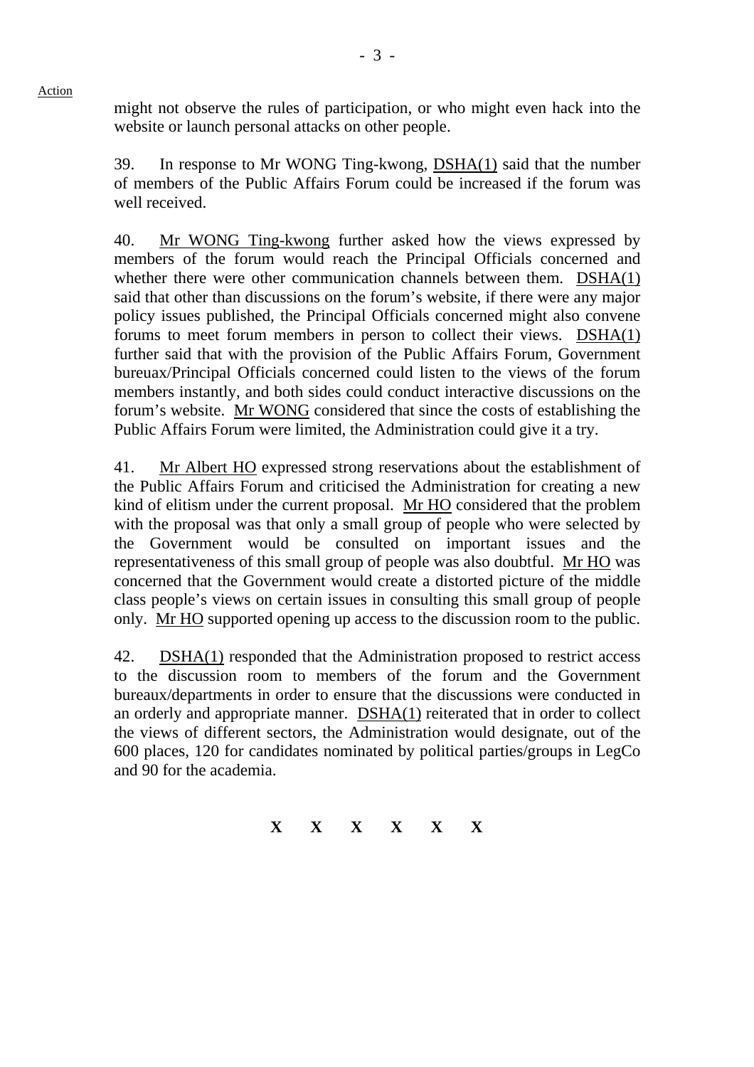Action

might not observe the rules of participation, or who might even hack into the website or launch personal attacks on other people.

39. In response to Mr WONG Ting-kwong, DSHA(1) said that the number of members of the Public Affairs Forum could be increased if the forum was well received.

40. Mr WONG Ting-kwong further asked how the views expressed by members of the forum would reach the Principal Officials concerned and whether there were other communication channels between them. DSHA(1) said that other than discussions on the forum's website, if there were any major policy issues published, the Principal Officials concerned might also convene forums to meet forum members in person to collect their views. DSHA(1) further said that with the provision of the Public Affairs Forum, Government bureaux/Principal Officials concerned could listen to the views of the forum members instantly, and both sides could conduct interactive discussions on the forum's website. Mr WONG considered that since the costs of establishing the Public Affairs Forum were limited, the Administration could give it a try.

41. Mr Albert HO expressed strong reservations about the establishment of the Public Affairs Forum and criticised the Administration for creating a new kind of elitism under the current proposal. Mr HO considered that the problem with the proposal was that only a small group of people who were selected by the Government would be consulted on important issues and the representativeness of this small group of people was also doubtful. Mr HO was concerned that the Government would create a distorted picture of the middle class people's views on certain issues in consulting this small group of people only. Mr HO supported opening up access to the discussion room to the public.

42. DSHA(1) responded that the Administration proposed to restrict access to the discussion room to members of the forum and the Government bureaux/departments in order to ensure that the discussions were conducted in an orderly and appropriate manner. DSHA(1) reiterated that in order to collect the views of different sectors, the Administration would designate, out of the 600 places, 120 for candidates nominated by political parties/groups in LegCo and 90 for the academia.

x x x x x x